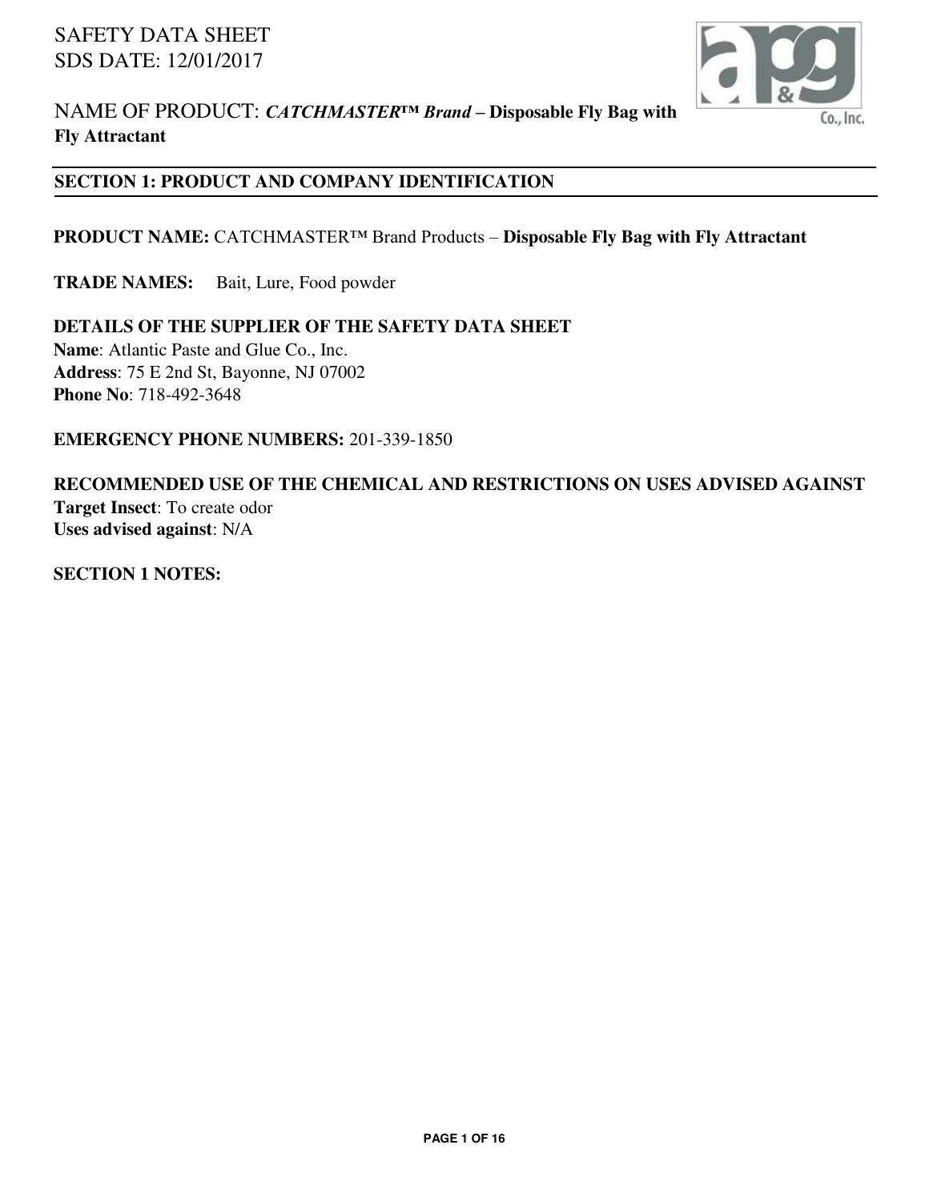SAFETY DATA SHEET
SDS DATE: 12/01/2017

NAME OF PRODUCT: ***CATCHMASTER™ Brand*** **– Disposable Fly Bag with Fly Attractant**

## SECTION 1: PRODUCT AND COMPANY IDENTIFICATION

**PRODUCT NAME:** CATCHMASTER™ Brand Products – **Disposable Fly Bag with Fly Attractant**

**TRADE NAMES:** Bait, Lure, Food powder

**DETAILS OF THE SUPPLIER OF THE SAFETY DATA SHEET**
**Name**: Atlantic Paste and Glue Co., Inc.
**Address**: 75 E 2nd St, Bayonne, NJ 07002
**Phone No**: 718-492-3648

**EMERGENCY PHONE NUMBERS:** 201-339-1850

**RECOMMENDED USE OF THE CHEMICAL AND RESTRICTIONS ON USES ADVISED AGAINST**
**Target Insect**: To create odor
**Uses advised against**: N/A

**SECTION 1 NOTES:**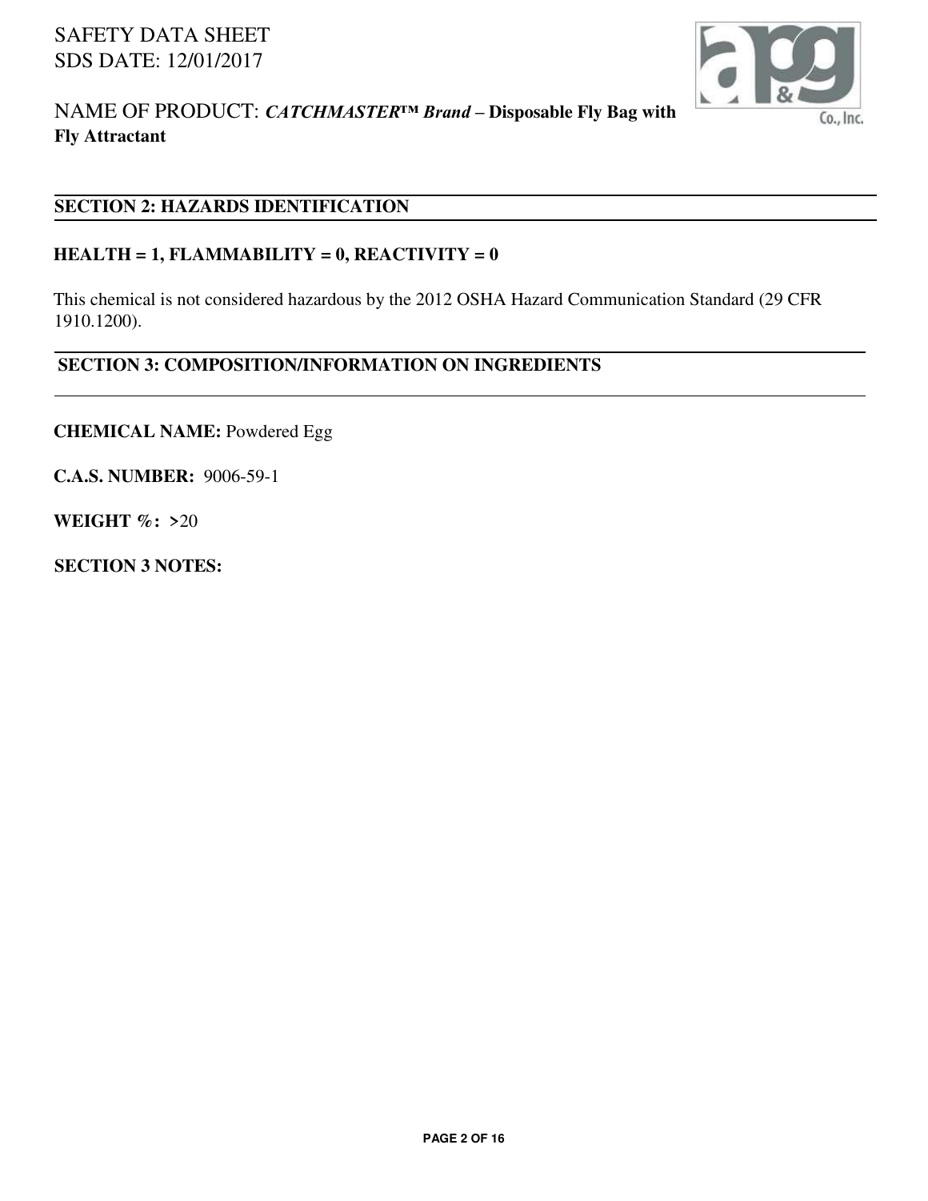## SECTION 2: HAZARDS IDENTIFICATION

**HEALTH = 1, FLAMMABILITY = 0, REACTIVITY = 0**

This chemical is not considered hazardous by the 2012 OSHA Hazard Communication Standard (29 CFR 1910.1200).

## SECTION 3: COMPOSITION/INFORMATION ON INGREDIENTS

**CHEMICAL NAME:** Powdered Egg

**C.A.S. NUMBER:** 9006-59-1

**WEIGHT %:** **>**20

**SECTION 3 NOTES:**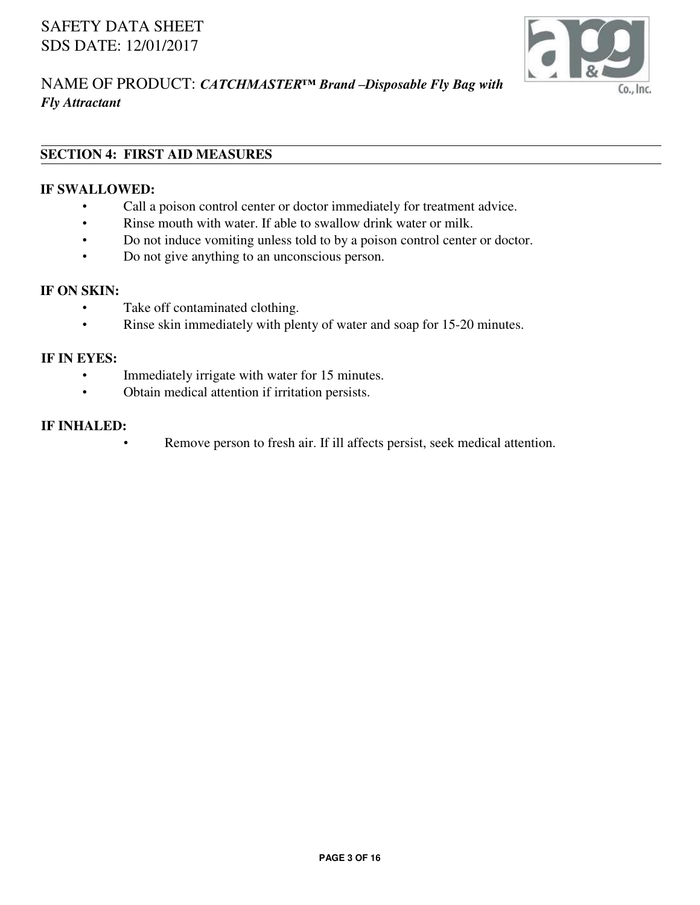## SECTION 4: FIRST AID MEASURES

**IF SWALLOWED:**

- Call a poison control center or doctor immediately for treatment advice.
- Rinse mouth with water. If able to swallow drink water or milk.
- Do not induce vomiting unless told to by a poison control center or doctor.
- Do not give anything to an unconscious person.

**IF ON SKIN:**

- Take off contaminated clothing.
- Rinse skin immediately with plenty of water and soap for 15-20 minutes.

**IF IN EYES:**

- Immediately irrigate with water for 15 minutes.
- Obtain medical attention if irritation persists.

**IF INHALED:**

- Remove person to fresh air. If ill affects persist, seek medical attention.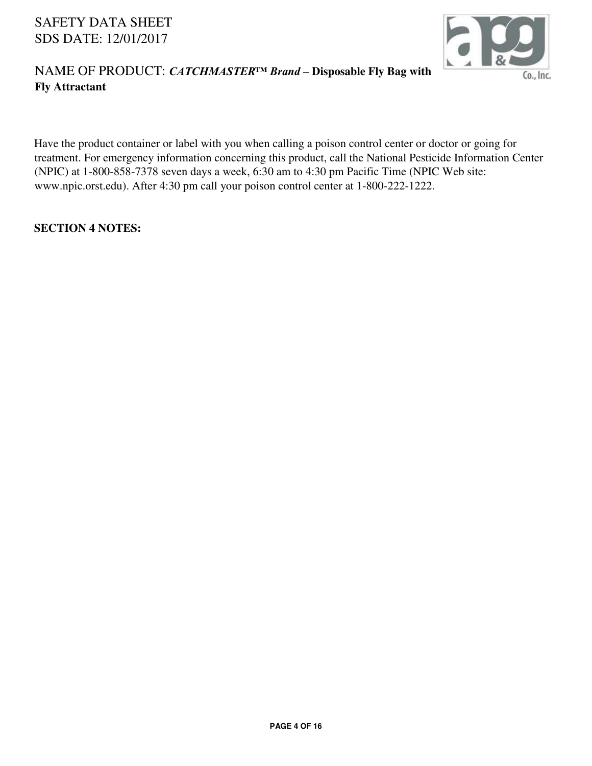Have the product container or label with you when calling a poison control center or doctor or going for treatment. For emergency information concerning this product, call the National Pesticide Information Center (NPIC) at 1-800-858-7378 seven days a week, 6:30 am to 4:30 pm Pacific Time (NPIC Web site: www.npic.orst.edu). After 4:30 pm call your poison control center at 1-800-222-1222.

**SECTION 4 NOTES:**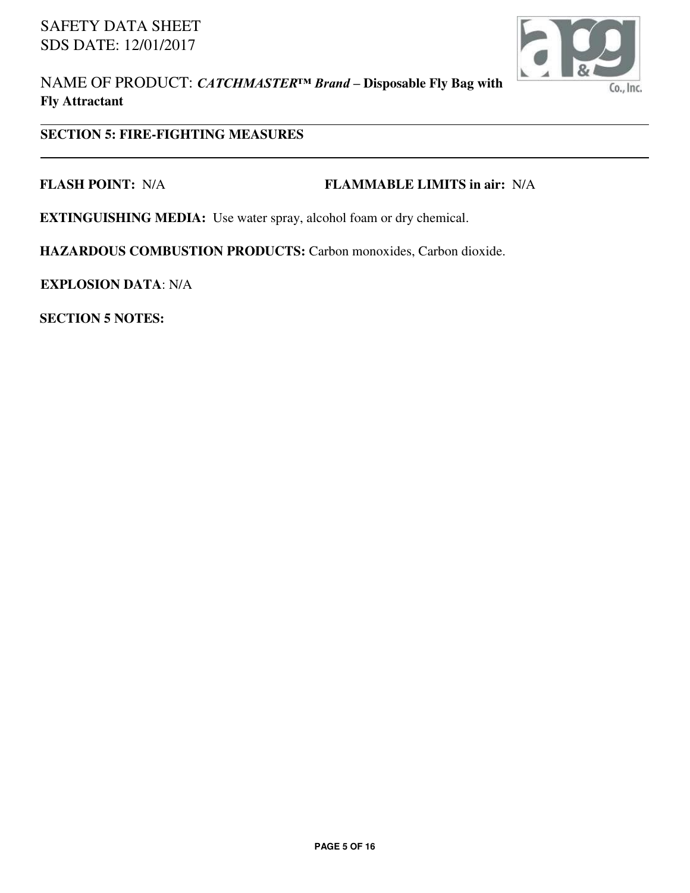## SECTION 5: FIRE-FIGHTING MEASURES

**FLASH POINT:** N/A

**FLAMMABLE LIMITS in air:** N/A

**EXTINGUISHING MEDIA:** Use water spray, alcohol foam or dry chemical.

**HAZARDOUS COMBUSTION PRODUCTS:** Carbon monoxides, Carbon dioxide.

**EXPLOSION DATA**: N/A

**SECTION 5 NOTES:**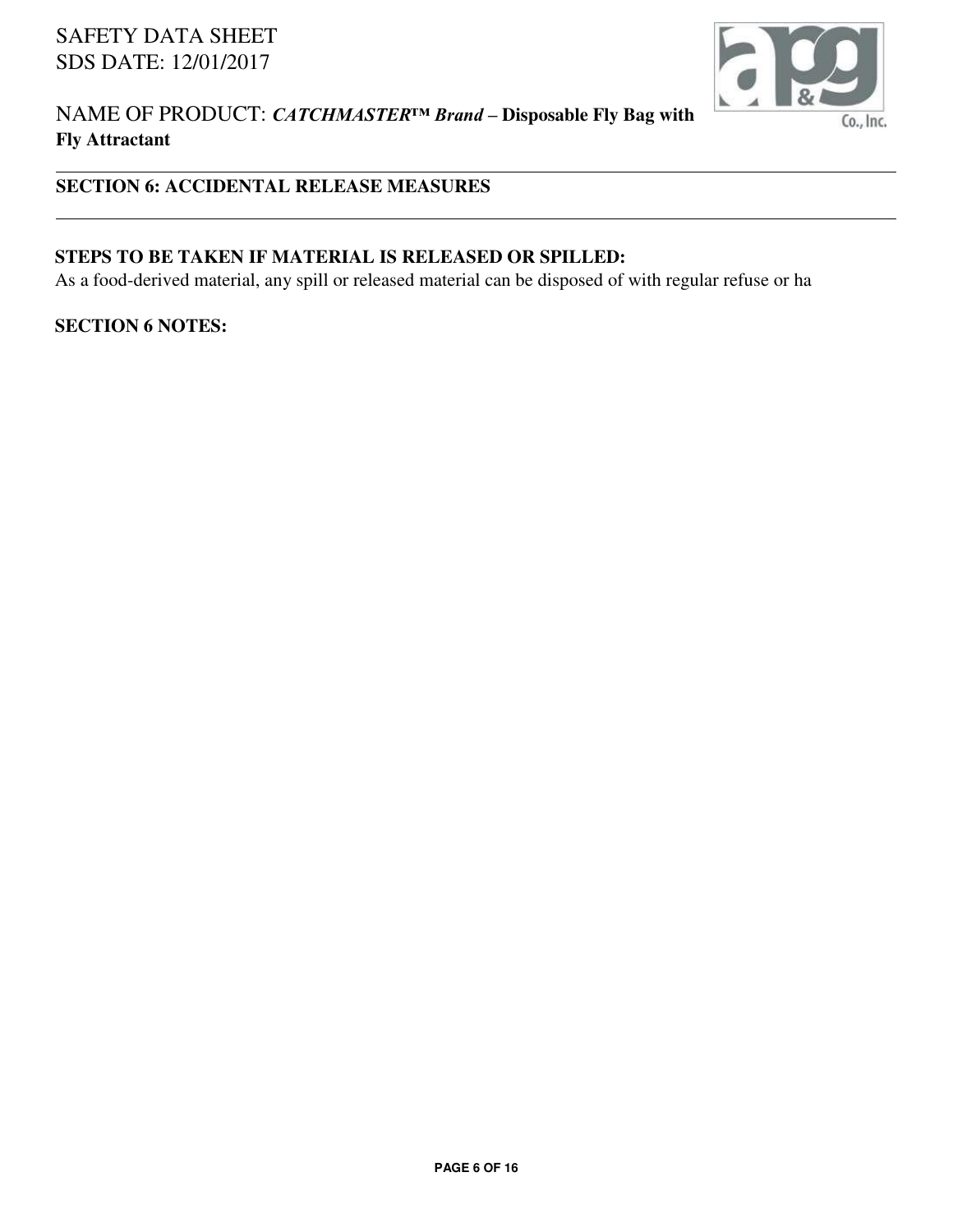## SECTION 6: ACCIDENTAL RELEASE MEASURES

**STEPS TO BE TAKEN IF MATERIAL IS RELEASED OR SPILLED:**
As a food-derived material, any spill or released material can be disposed of with regular refuse or ha

**SECTION 6 NOTES:**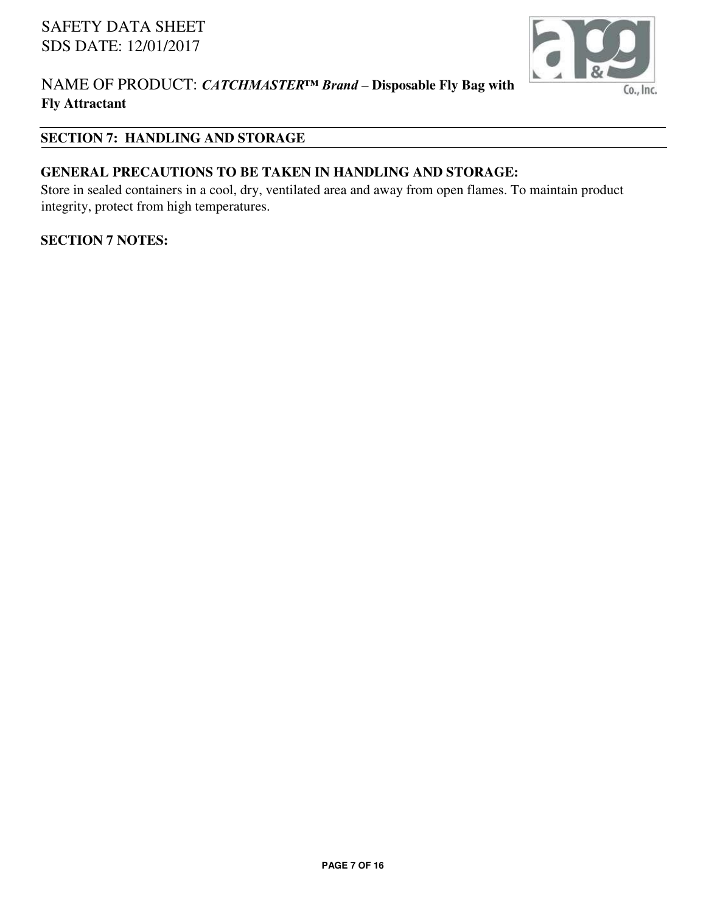## SECTION 7: HANDLING AND STORAGE

**GENERAL PRECAUTIONS TO BE TAKEN IN HANDLING AND STORAGE:**
Store in sealed containers in a cool, dry, ventilated area and away from open flames. To maintain product integrity, protect from high temperatures.

**SECTION 7 NOTES:**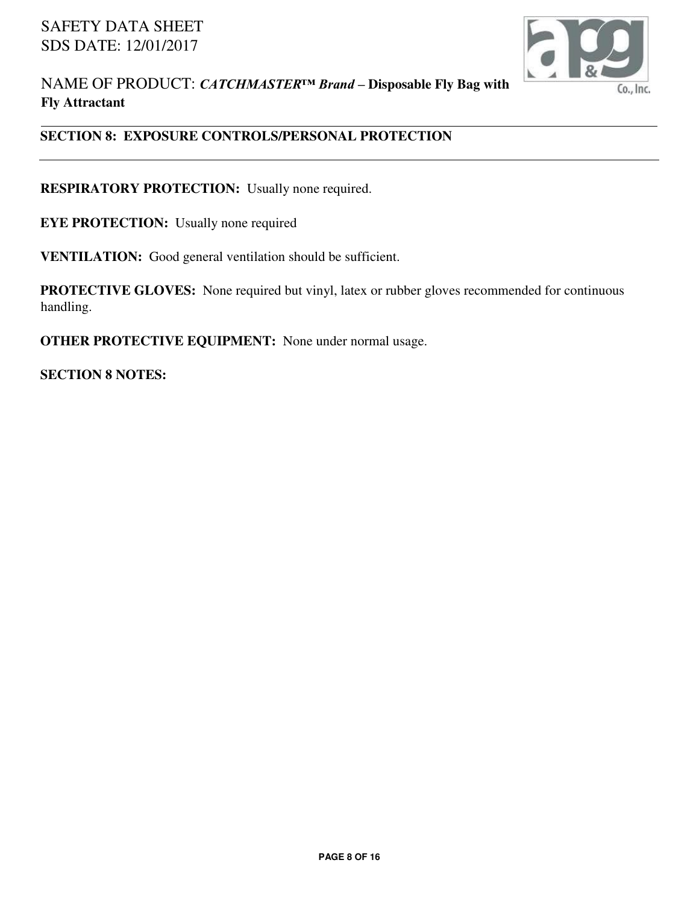## SECTION 8: EXPOSURE CONTROLS/PERSONAL PROTECTION

**RESPIRATORY PROTECTION:** Usually none required.

**EYE PROTECTION:** Usually none required

**VENTILATION:** Good general ventilation should be sufficient.

**PROTECTIVE GLOVES:** None required but vinyl, latex or rubber gloves recommended for continuous handling.

**OTHER PROTECTIVE EQUIPMENT:** None under normal usage.

**SECTION 8 NOTES:**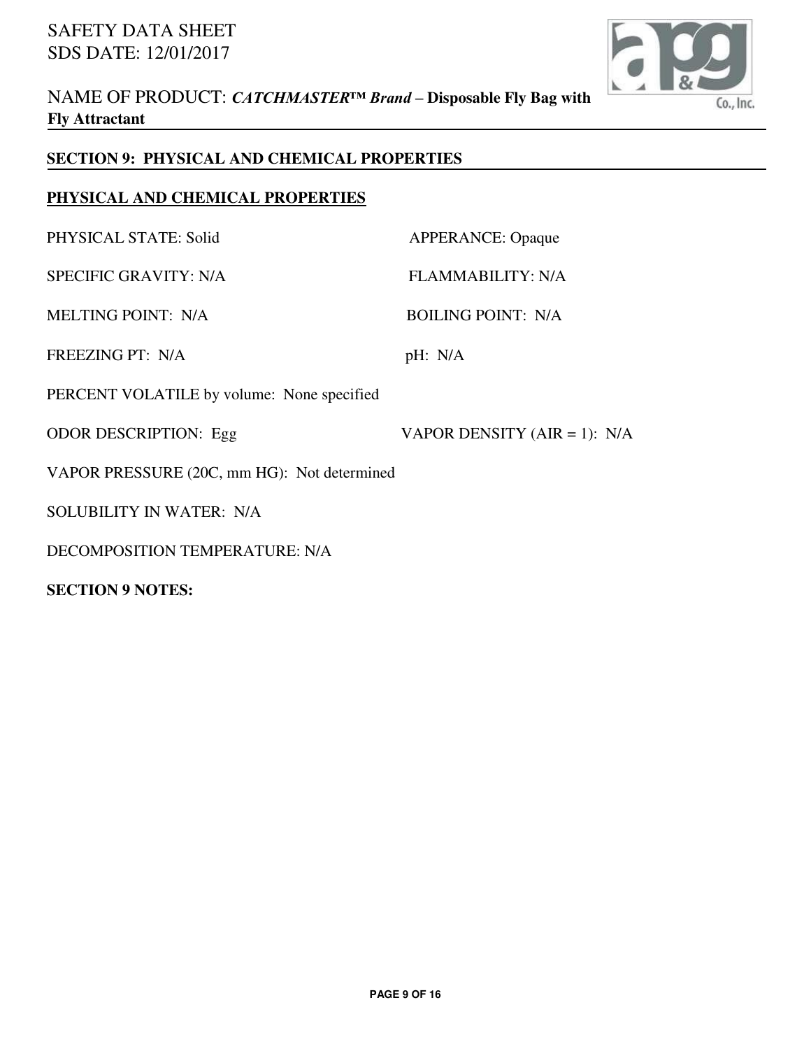## SECTION 9: PHYSICAL AND CHEMICAL PROPERTIES

**PHYSICAL AND CHEMICAL PROPERTIES**

PHYSICAL STATE: Solid

APPERANCE: Opaque

SPECIFIC GRAVITY: N/A

FLAMMABILITY: N/A

MELTING POINT: N/A

BOILING POINT: N/A

FREEZING PT: N/A

pH: N/A

PERCENT VOLATILE by volume: None specified

ODOR DESCRIPTION: Egg

VAPOR DENSITY (AIR = 1): N/A

VAPOR PRESSURE (20C, mm HG): Not determined

SOLUBILITY IN WATER: N/A

DECOMPOSITION TEMPERATURE: N/A

**SECTION 9 NOTES:**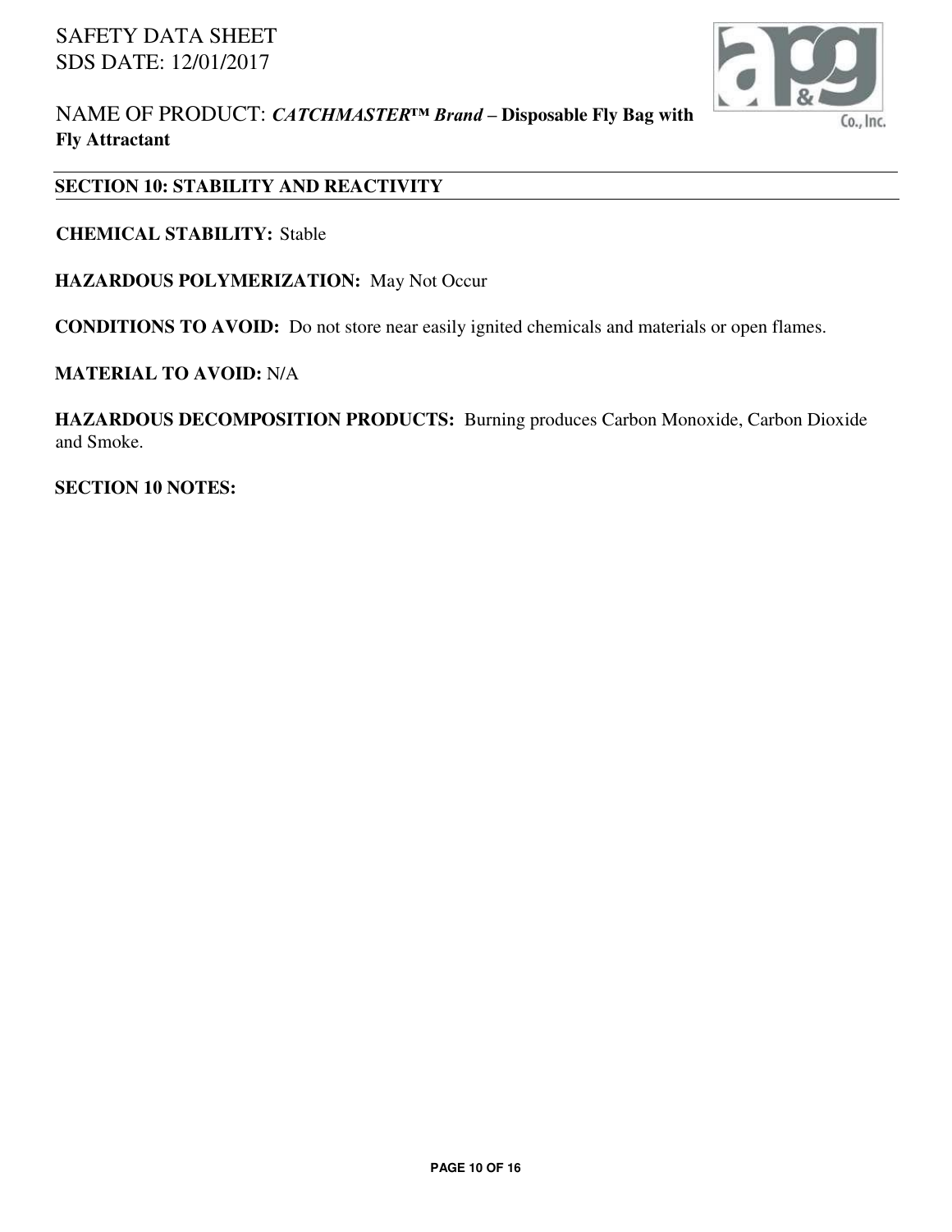## SECTION 10: STABILITY AND REACTIVITY

**CHEMICAL STABILITY:** Stable

**HAZARDOUS POLYMERIZATION:** May Not Occur

**CONDITIONS TO AVOID:** Do not store near easily ignited chemicals and materials or open flames.

**MATERIAL TO AVOID:** N/A

**HAZARDOUS DECOMPOSITION PRODUCTS:** Burning produces Carbon Monoxide, Carbon Dioxide and Smoke.

**SECTION 10 NOTES:**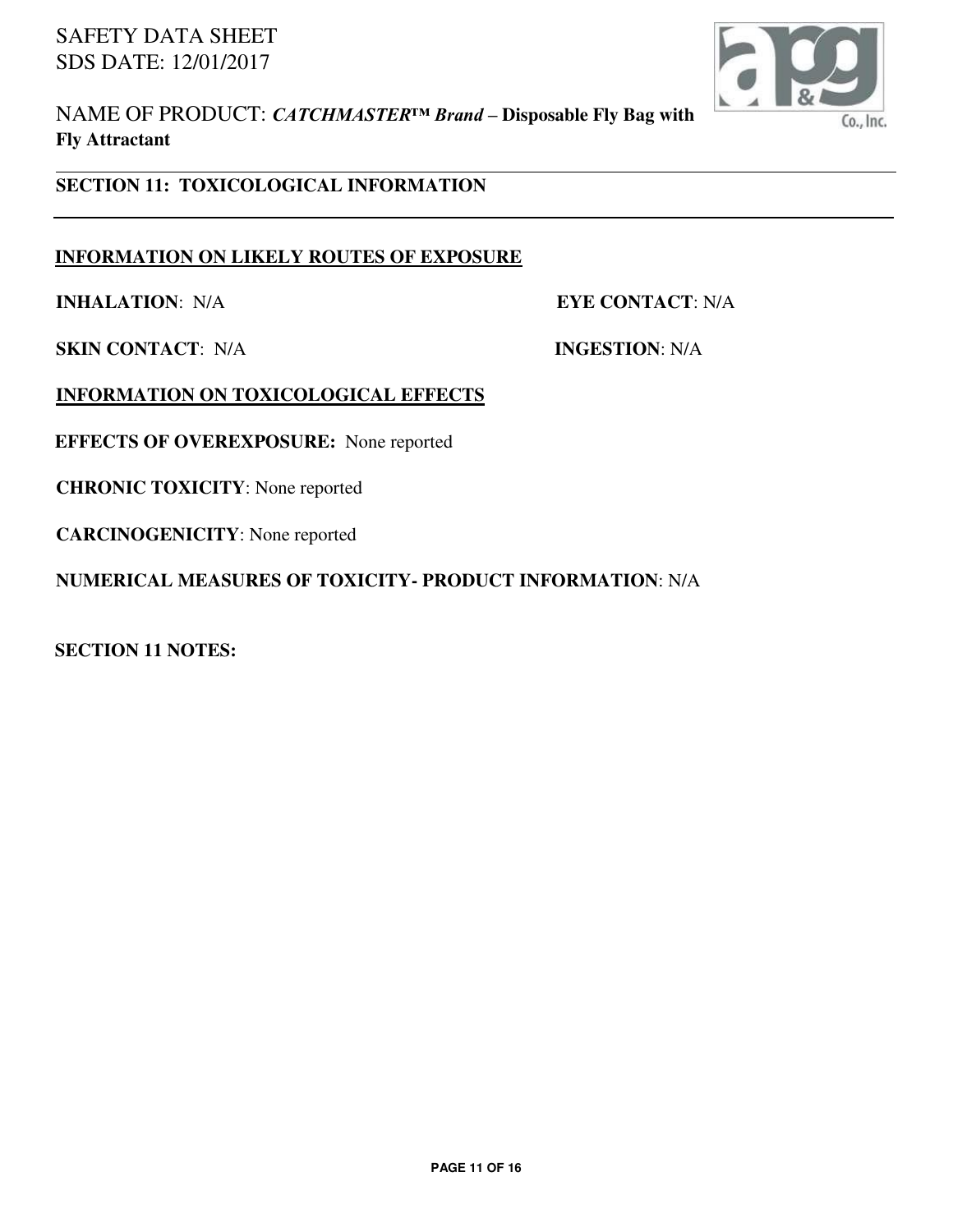## SECTION 11: TOXICOLOGICAL INFORMATION

### INFORMATION ON LIKELY ROUTES OF EXPOSURE

**INHALATION**: N/A

**EYE CONTACT**: N/A

**SKIN CONTACT**: N/A

**INGESTION**: N/A

### INFORMATION ON TOXICOLOGICAL EFFECTS

**EFFECTS OF OVEREXPOSURE:** None reported

**CHRONIC TOXICITY**: None reported

**CARCINOGENICITY**: None reported

**NUMERICAL MEASURES OF TOXICITY- PRODUCT INFORMATION**: N/A

**SECTION 11 NOTES:**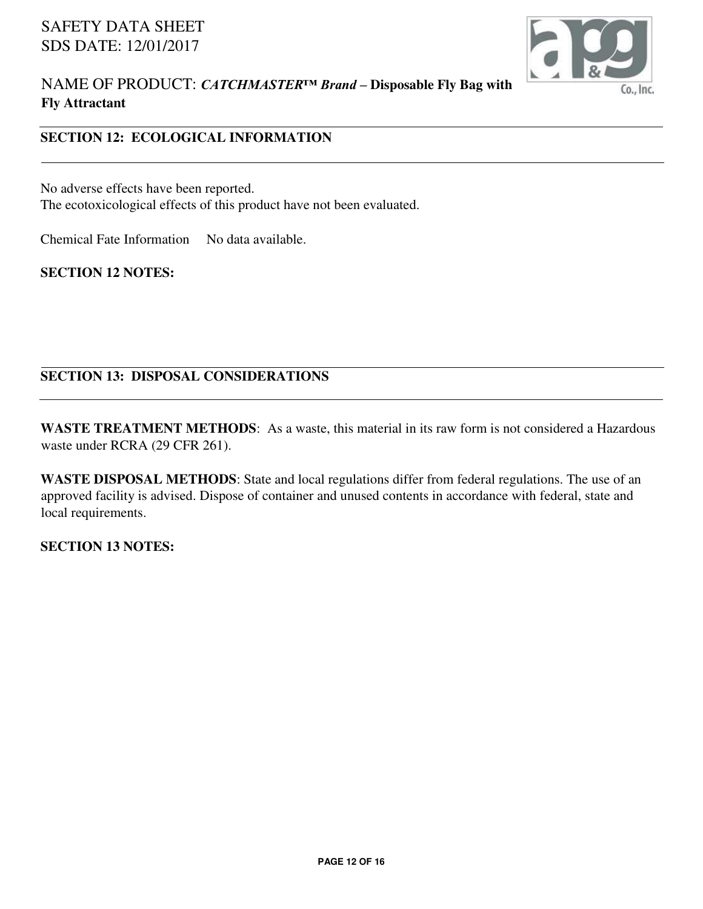## SECTION 12: ECOLOGICAL INFORMATION

No adverse effects have been reported.
The ecotoxicological effects of this product have not been evaluated.

Chemical Fate Information     No data available.

**SECTION 12 NOTES:**

## SECTION 13: DISPOSAL CONSIDERATIONS

**WASTE TREATMENT METHODS**: As a waste, this material in its raw form is not considered a Hazardous waste under RCRA (29 CFR 261).

**WASTE DISPOSAL METHODS**: State and local regulations differ from federal regulations. The use of an approved facility is advised. Dispose of container and unused contents in accordance with federal, state and local requirements.

**SECTION 13 NOTES:**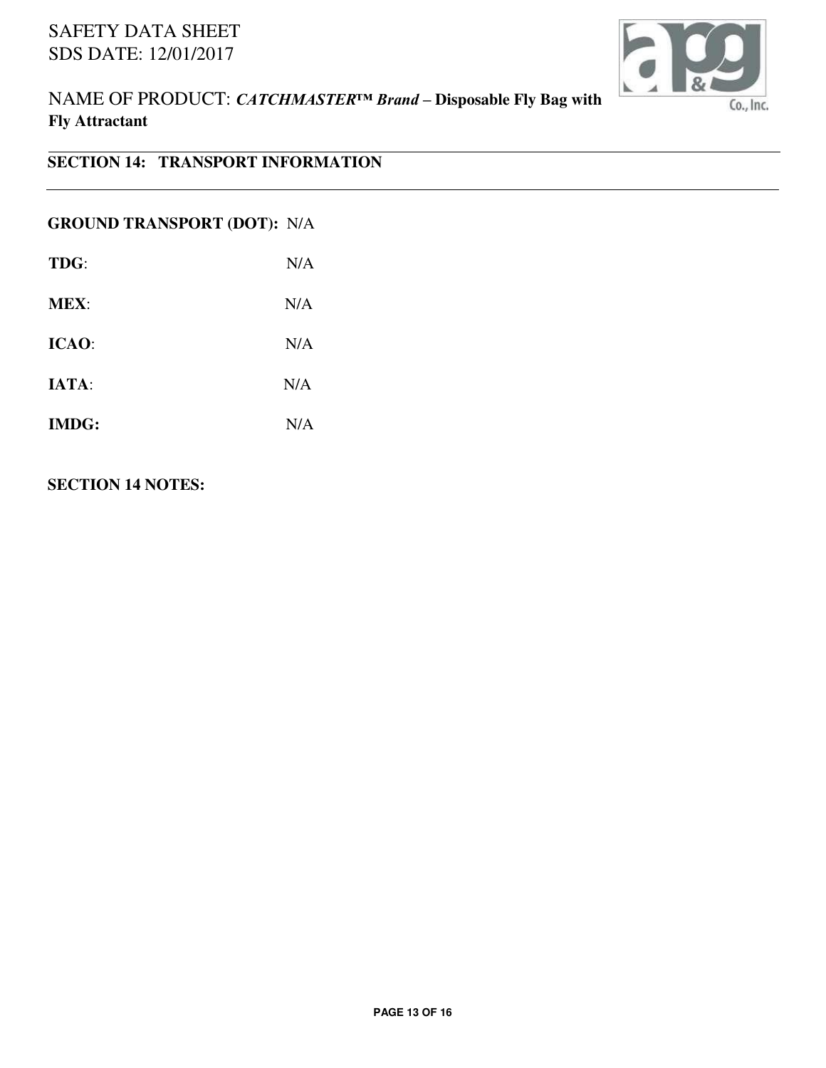## SECTION 14: TRANSPORT INFORMATION

**GROUND TRANSPORT (DOT):** N/A

**TDG**: N/A

**MEX**: N/A

**ICAO**: N/A

**IATA**: N/A

**IMDG:** N/A

**SECTION 14 NOTES:**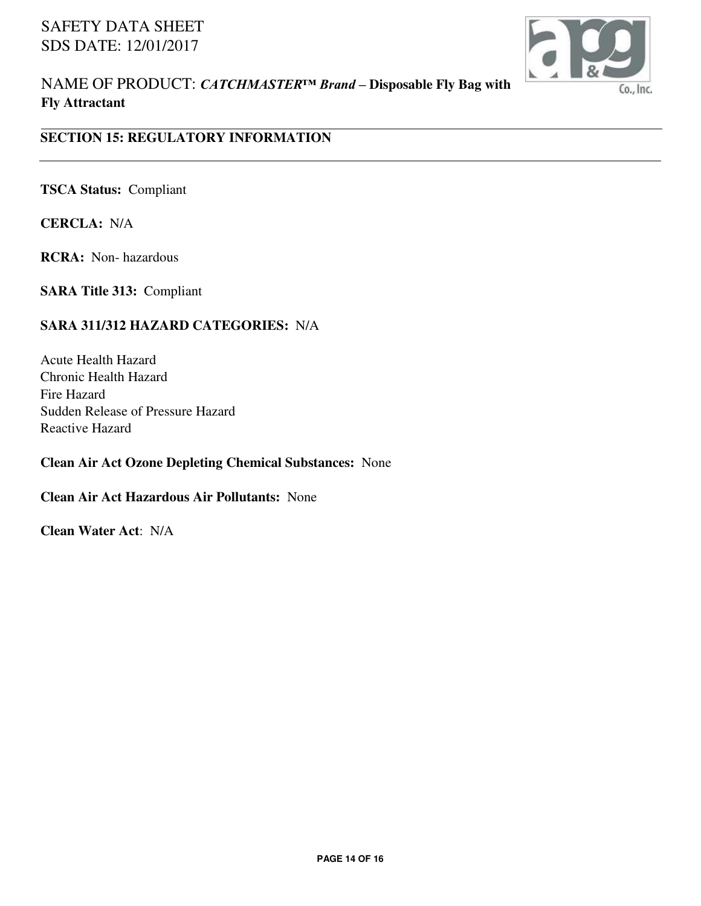## SECTION 15: REGULATORY INFORMATION

**TSCA Status:** Compliant

**CERCLA:** N/A

**RCRA:** Non- hazardous

**SARA Title 313:** Compliant

**SARA 311/312 HAZARD CATEGORIES:** N/A

Acute Health Hazard
Chronic Health Hazard
Fire Hazard
Sudden Release of Pressure Hazard
Reactive Hazard

**Clean Air Act Ozone Depleting Chemical Substances:** None

**Clean Air Act Hazardous Air Pollutants:** None

**Clean Water Act**: N/A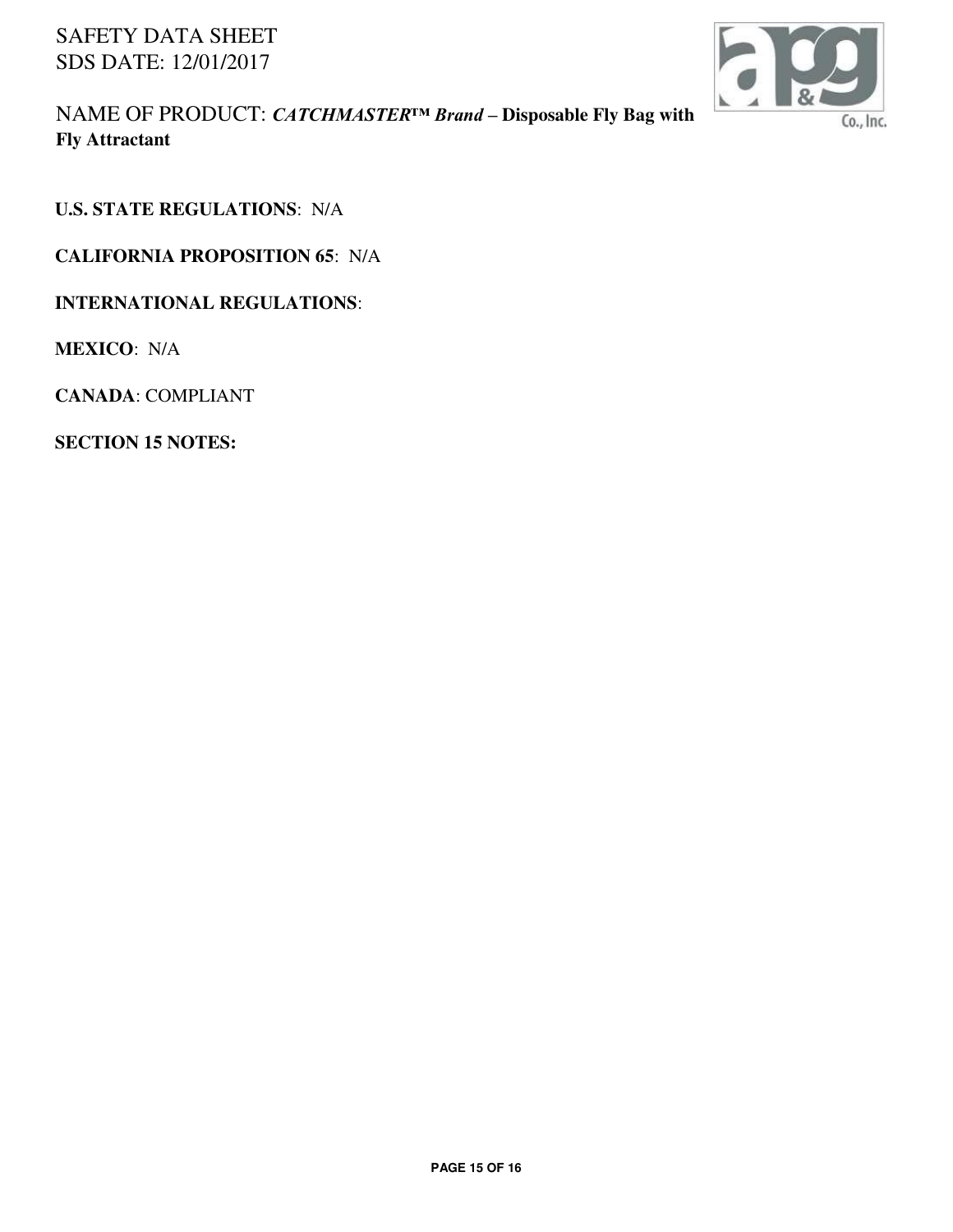**U.S. STATE REGULATIONS**: N/A

**CALIFORNIA PROPOSITION 65**: N/A

**INTERNATIONAL REGULATIONS**:

**MEXICO**: N/A

**CANADA**: COMPLIANT

**SECTION 15 NOTES:**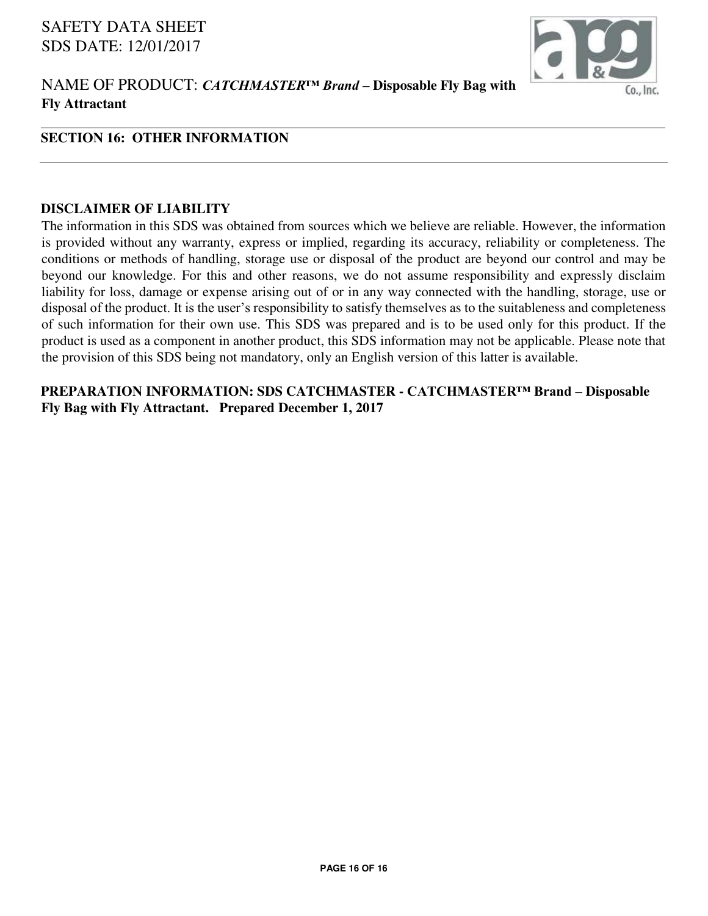## SECTION 16: OTHER INFORMATION

### DISCLAIMER OF LIABILITY

The information in this SDS was obtained from sources which we believe are reliable. However, the information is provided without any warranty, express or implied, regarding its accuracy, reliability or completeness. The conditions or methods of handling, storage use or disposal of the product are beyond our control and may be beyond our knowledge. For this and other reasons, we do not assume responsibility and expressly disclaim liability for loss, damage or expense arising out of or in any way connected with the handling, storage, use or disposal of the product. It is the user's responsibility to satisfy themselves as to the suitableness and completeness of such information for their own use. This SDS was prepared and is to be used only for this product. If the product is used as a component in another product, this SDS information may not be applicable. Please note that the provision of this SDS being not mandatory, only an English version of this latter is available.

**PREPARATION INFORMATION: SDS CATCHMASTER - CATCHMASTER™ Brand – Disposable Fly Bag with Fly Attractant. Prepared December 1, 2017**